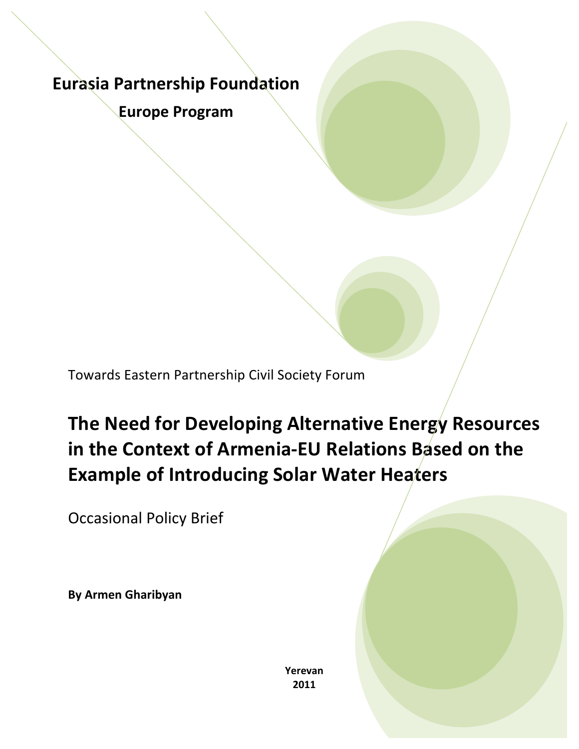**Eurasia Partnership Foundation**

**Europe Program**

Towards Eastern Partnership Civil Society Forum

# The Need for Developing Alternative Energy Resources in the Context of Armenia-EU Relations Based on the Example of Introducing Solar Water Heaters

Occasional Policy Brief

**By Armen Gharibyan**

**Yerevan**
**2011**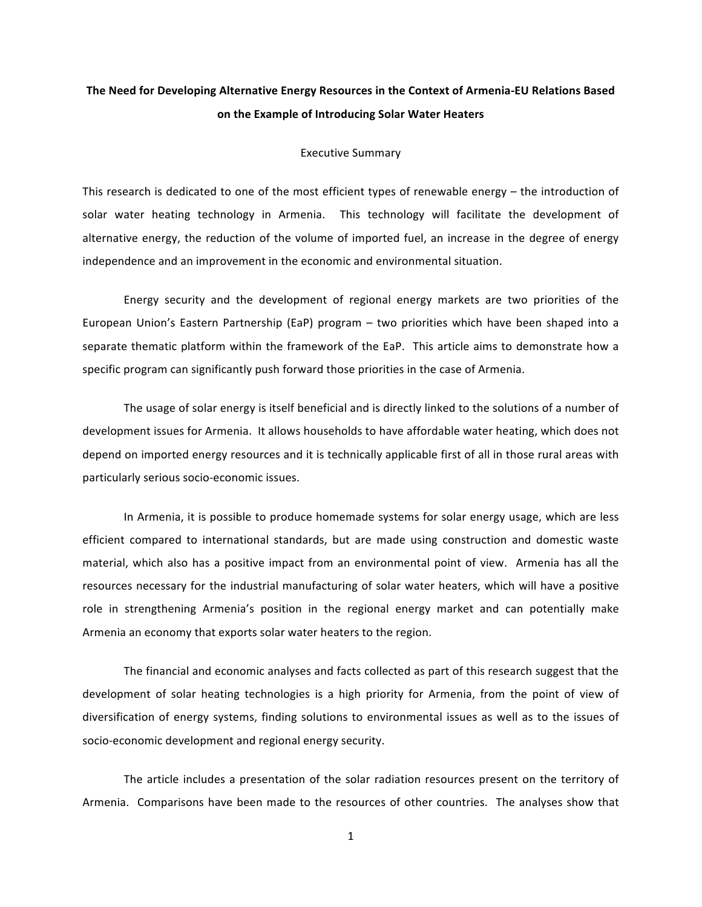# The Need for Developing Alternative Energy Resources in the Context of Armenia-EU Relations Based on the Example of Introducing Solar Water Heaters

## Executive Summary

This research is dedicated to one of the most efficient types of renewable energy – the introduction of solar water heating technology in Armenia. This technology will facilitate the development of alternative energy, the reduction of the volume of imported fuel, an increase in the degree of energy independence and an improvement in the economic and environmental situation.

Energy security and the development of regional energy markets are two priorities of the European Union's Eastern Partnership (EaP) program – two priorities which have been shaped into a separate thematic platform within the framework of the EaP. This article aims to demonstrate how a specific program can significantly push forward those priorities in the case of Armenia.

The usage of solar energy is itself beneficial and is directly linked to the solutions of a number of development issues for Armenia. It allows households to have affordable water heating, which does not depend on imported energy resources and it is technically applicable first of all in those rural areas with particularly serious socio-economic issues.

In Armenia, it is possible to produce homemade systems for solar energy usage, which are less efficient compared to international standards, but are made using construction and domestic waste material, which also has a positive impact from an environmental point of view. Armenia has all the resources necessary for the industrial manufacturing of solar water heaters, which will have a positive role in strengthening Armenia's position in the regional energy market and can potentially make Armenia an economy that exports solar water heaters to the region.

The financial and economic analyses and facts collected as part of this research suggest that the development of solar heating technologies is a high priority for Armenia, from the point of view of diversification of energy systems, finding solutions to environmental issues as well as to the issues of socio-economic development and regional energy security.

The article includes a presentation of the solar radiation resources present on the territory of Armenia. Comparisons have been made to the resources of other countries. The analyses show that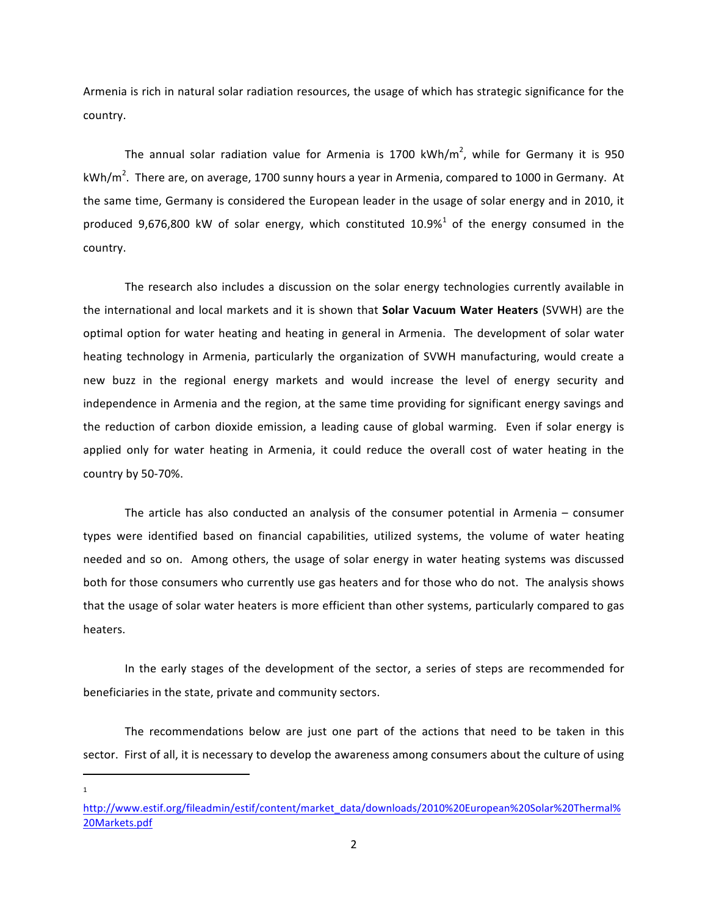Armenia is rich in natural solar radiation resources, the usage of which has strategic significance for the country.

The annual solar radiation value for Armenia is 1700 kWh/m$^2$, while for Germany it is 950 kWh/m$^2$. There are, on average, 1700 sunny hours a year in Armenia, compared to 1000 in Germany. At the same time, Germany is considered the European leader in the usage of solar energy and in 2010, it produced 9,676,800 kW of solar energy, which constituted 10.9%[1] of the energy consumed in the country.

The research also includes a discussion on the solar energy technologies currently available in the international and local markets and it is shown that **Solar Vacuum Water Heaters** (SVWH) are the optimal option for water heating and heating in general in Armenia. The development of solar water heating technology in Armenia, particularly the organization of SVWH manufacturing, would create a new buzz in the regional energy markets and would increase the level of energy security and independence in Armenia and the region, at the same time providing for significant energy savings and the reduction of carbon dioxide emission, a leading cause of global warming. Even if solar energy is applied only for water heating in Armenia, it could reduce the overall cost of water heating in the country by 50-70%.

The article has also conducted an analysis of the consumer potential in Armenia – consumer types were identified based on financial capabilities, utilized systems, the volume of water heating needed and so on. Among others, the usage of solar energy in water heating systems was discussed both for those consumers who currently use gas heaters and for those who do not. The analysis shows that the usage of solar water heaters is more efficient than other systems, particularly compared to gas heaters.

In the early stages of the development of the sector, a series of steps are recommended for beneficiaries in the state, private and community sectors.

The recommendations below are just one part of the actions that need to be taken in this sector. First of all, it is necessary to develop the awareness among consumers about the culture of using

---

[1] http://www.estif.org/fileadmin/estif/content/market_data/downloads/2010%20European%20Solar%20Thermal%20Markets.pdf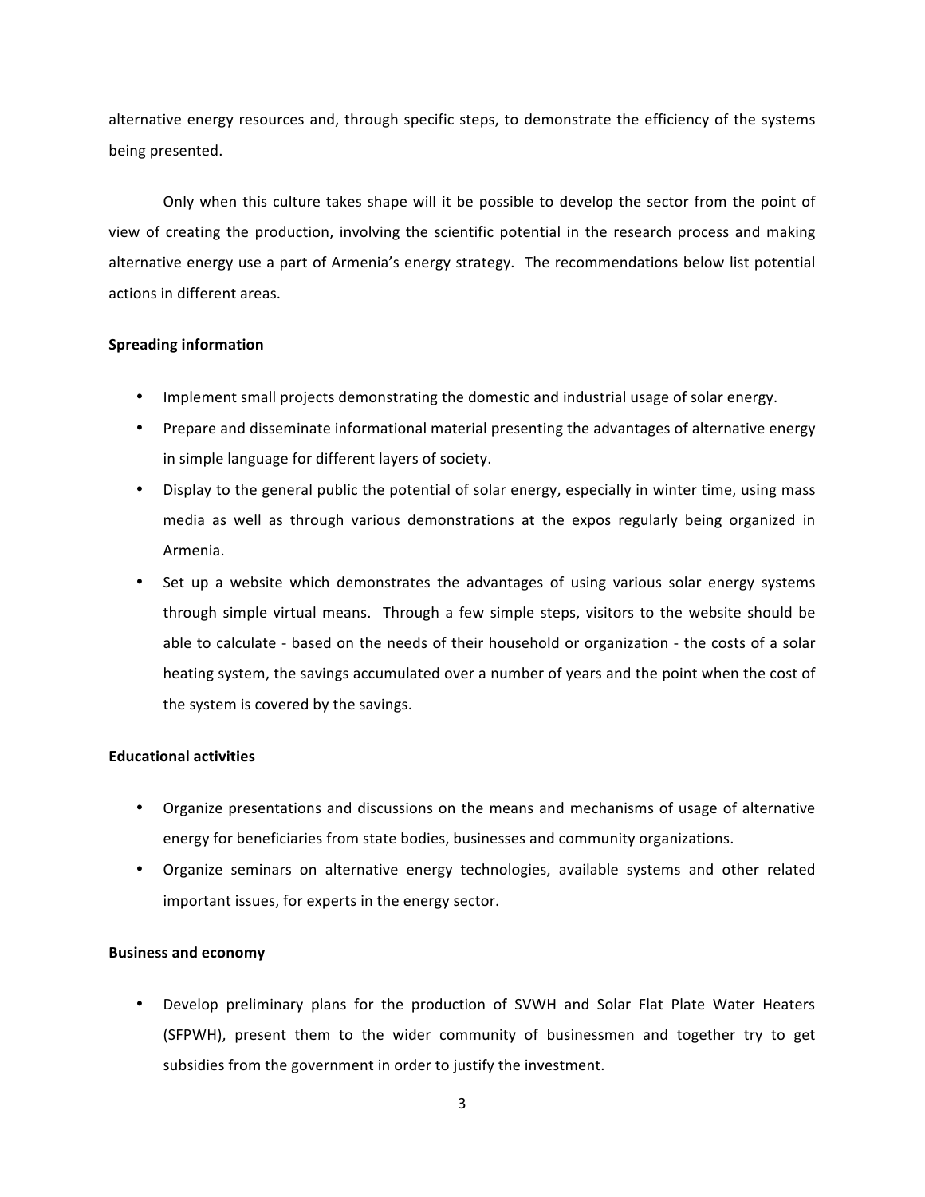alternative energy resources and, through specific steps, to demonstrate the efficiency of the systems being presented.

Only when this culture takes shape will it be possible to develop the sector from the point of view of creating the production, involving the scientific potential in the research process and making alternative energy use a part of Armenia's energy strategy. The recommendations below list potential actions in different areas.

**Spreading information**

- Implement small projects demonstrating the domestic and industrial usage of solar energy.
- Prepare and disseminate informational material presenting the advantages of alternative energy in simple language for different layers of society.
- Display to the general public the potential of solar energy, especially in winter time, using mass media as well as through various demonstrations at the expos regularly being organized in Armenia.
- Set up a website which demonstrates the advantages of using various solar energy systems through simple virtual means. Through a few simple steps, visitors to the website should be able to calculate - based on the needs of their household or organization - the costs of a solar heating system, the savings accumulated over a number of years and the point when the cost of the system is covered by the savings.

**Educational activities**

- Organize presentations and discussions on the means and mechanisms of usage of alternative energy for beneficiaries from state bodies, businesses and community organizations.
- Organize seminars on alternative energy technologies, available systems and other related important issues, for experts in the energy sector.

**Business and economy**

- Develop preliminary plans for the production of SVWH and Solar Flat Plate Water Heaters (SFPWH), present them to the wider community of businessmen and together try to get subsidies from the government in order to justify the investment.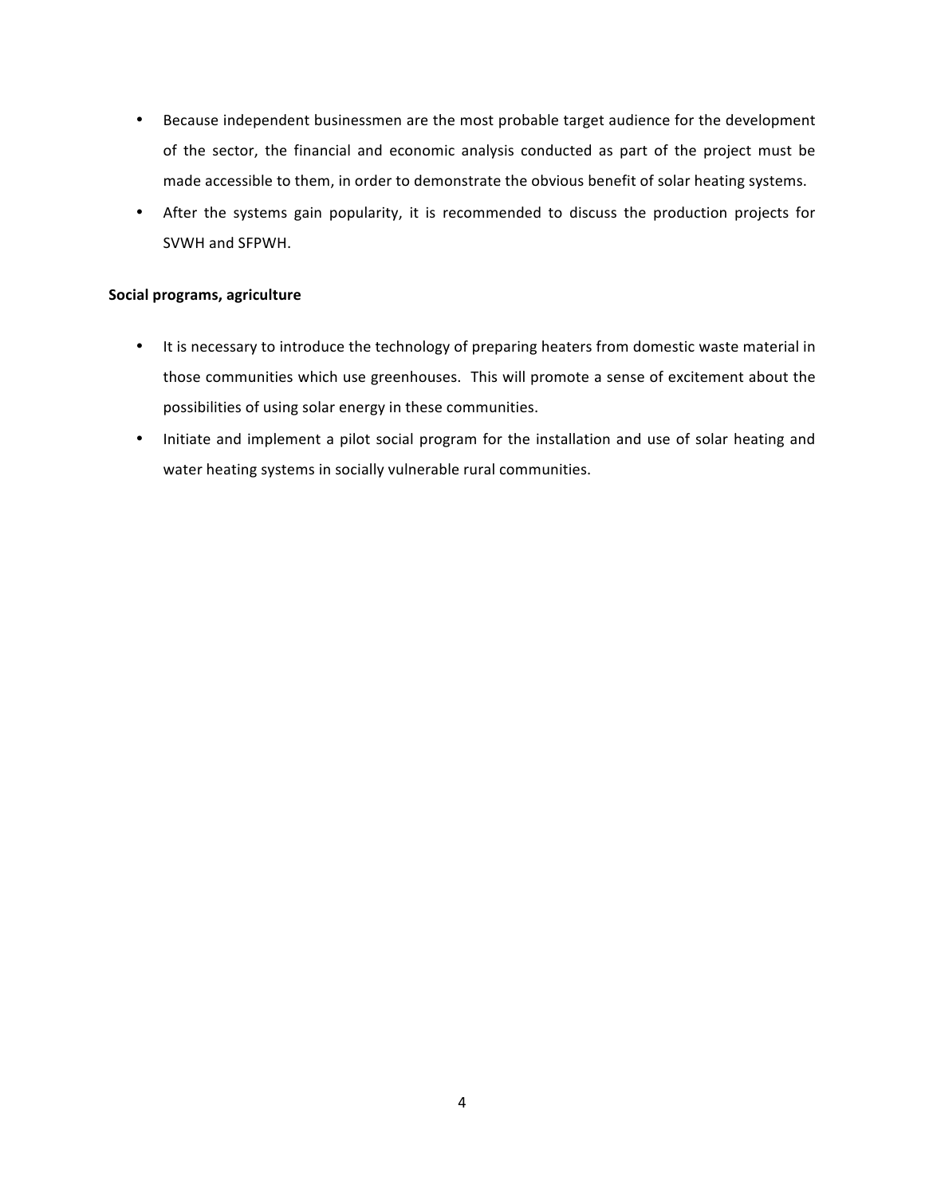- Because independent businessmen are the most probable target audience for the development of the sector, the financial and economic analysis conducted as part of the project must be made accessible to them, in order to demonstrate the obvious benefit of solar heating systems.
- After the systems gain popularity, it is recommended to discuss the production projects for SVWH and SFPWH.

**Social programs, agriculture**

- It is necessary to introduce the technology of preparing heaters from domestic waste material in those communities which use greenhouses. This will promote a sense of excitement about the possibilities of using solar energy in these communities.
- Initiate and implement a pilot social program for the installation and use of solar heating and water heating systems in socially vulnerable rural communities.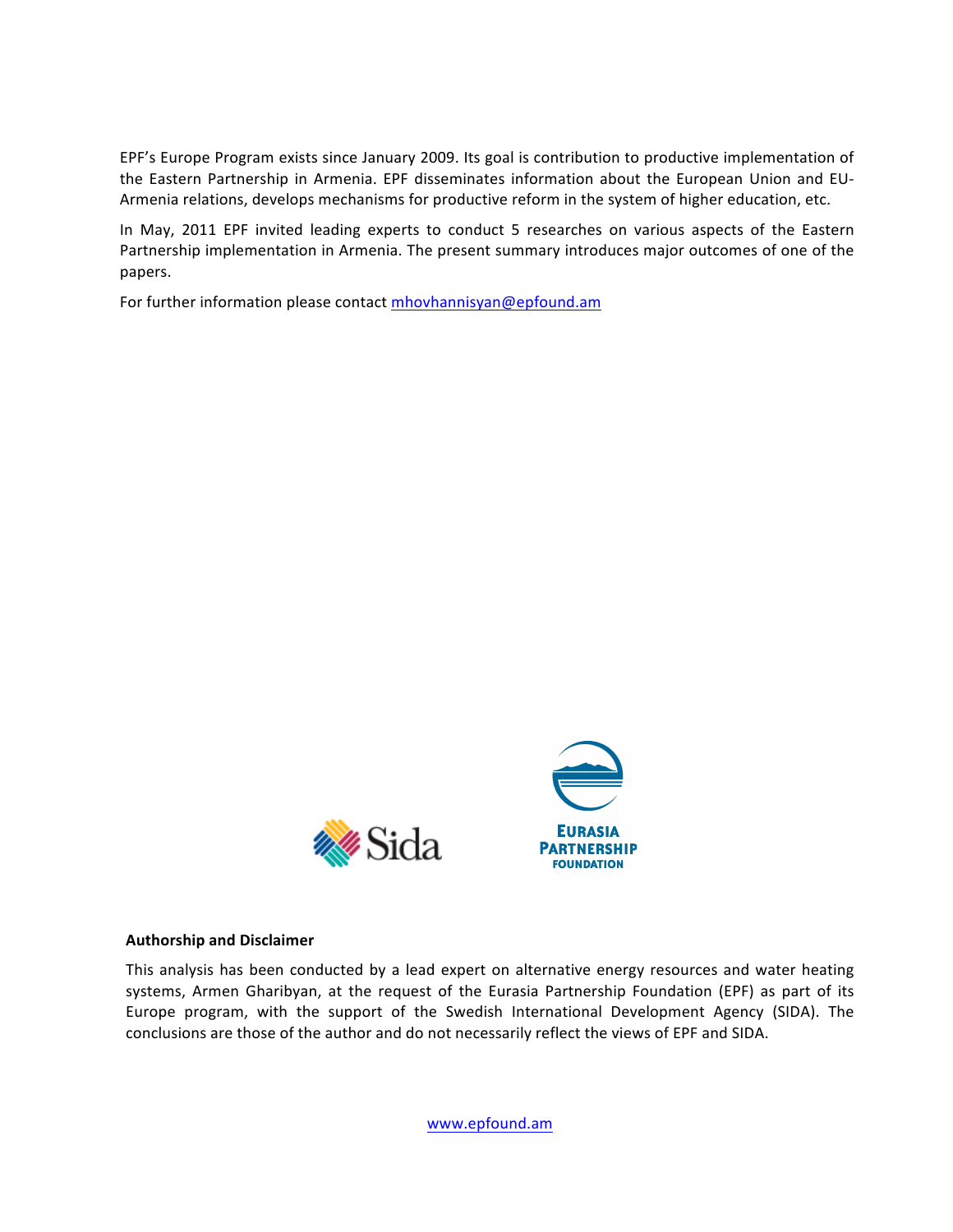EPF's Europe Program exists since January 2009. Its goal is contribution to productive implementation of the Eastern Partnership in Armenia. EPF disseminates information about the European Union and EU-Armenia relations, develops mechanisms for productive reform in the system of higher education, etc.

In May, 2011 EPF invited leading experts to conduct 5 researches on various aspects of the Eastern Partnership implementation in Armenia. The present summary introduces major outcomes of one of the papers.

For further information please contact mhovhannisyan@epfound.am

Sida

Eurasia Partnership Foundation

**Authorship and Disclaimer**

This analysis has been conducted by a lead expert on alternative energy resources and water heating systems, Armen Gharibyan, at the request of the Eurasia Partnership Foundation (EPF) as part of its Europe program, with the support of the Swedish International Development Agency (SIDA). The conclusions are those of the author and do not necessarily reflect the views of EPF and SIDA.

www.epfound.am